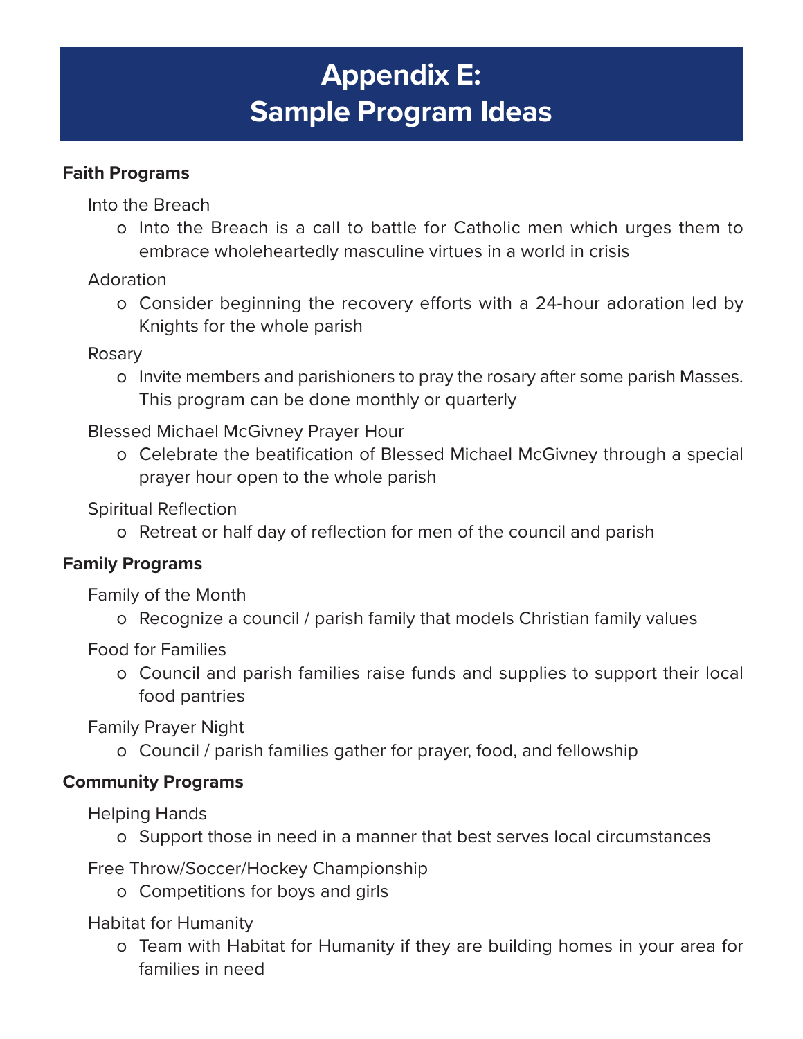# Appendix E: Sample Program Ideas

## Faith Programs

Into the Breach

- Into the Breach is a call to battle for Catholic men which urges them to embrace wholeheartedly masculine virtues in a world in crisis

Adoration

- Consider beginning the recovery efforts with a 24-hour adoration led by Knights for the whole parish

Rosary

- Invite members and parishioners to pray the rosary after some parish Masses. This program can be done monthly or quarterly

Blessed Michael McGivney Prayer Hour

- Celebrate the beatification of Blessed Michael McGivney through a special prayer hour open to the whole parish

Spiritual Reflection

- Retreat or half day of reflection for men of the council and parish

## Family Programs

Family of the Month

- Recognize a council / parish family that models Christian family values

Food for Families

- Council and parish families raise funds and supplies to support their local food pantries

Family Prayer Night

- Council / parish families gather for prayer, food, and fellowship

## Community Programs

Helping Hands

- Support those in need in a manner that best serves local circumstances

Free Throw/Soccer/Hockey Championship

- Competitions for boys and girls

Habitat for Humanity

- Team with Habitat for Humanity if they are building homes in your area for families in need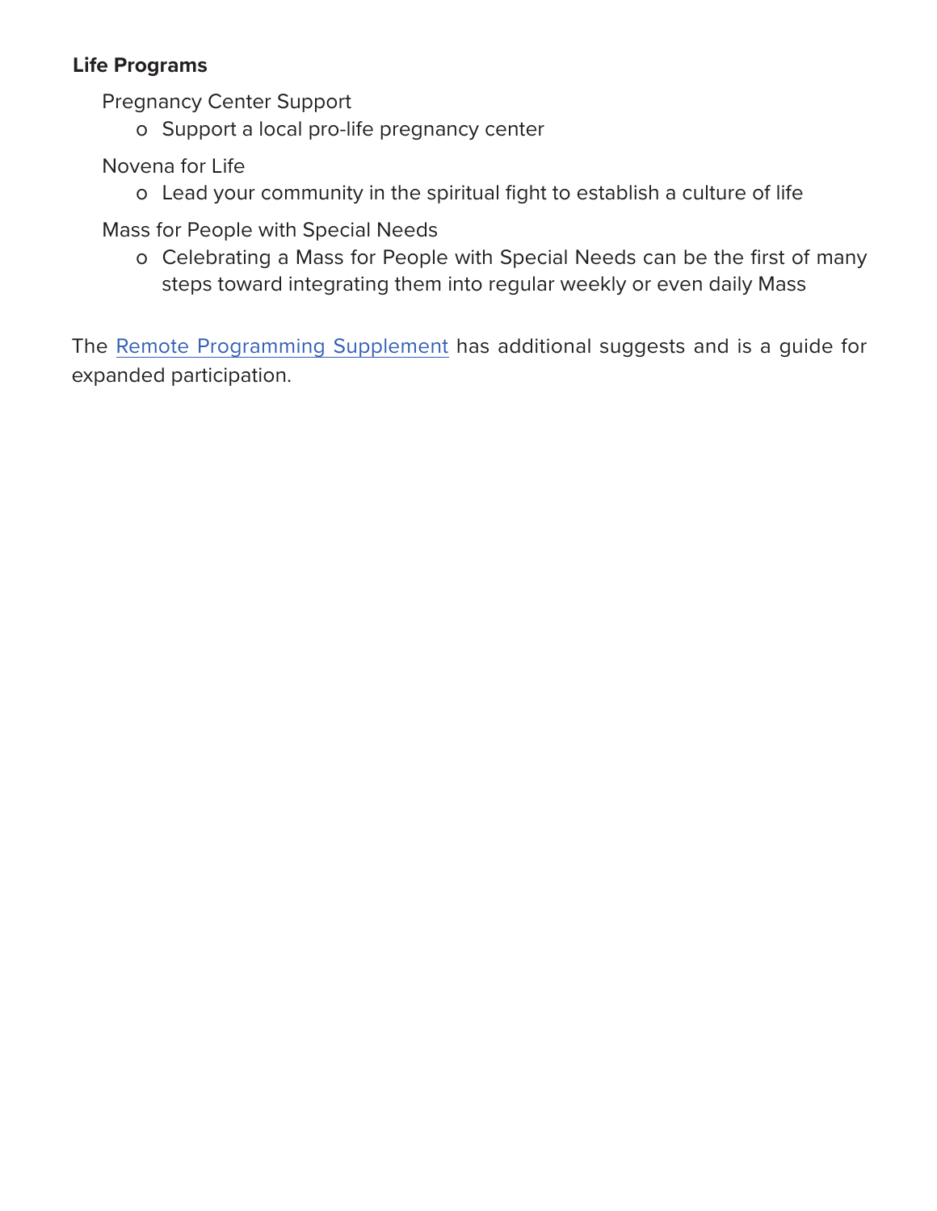**Life Programs**

Pregnancy Center Support

- Support a local pro-life pregnancy center

Novena for Life

- Lead your community in the spiritual fight to establish a culture of life

Mass for People with Special Needs

- Celebrating a Mass for People with Special Needs can be the first of many steps toward integrating them into regular weekly or even daily Mass

The Remote Programming Supplement has additional suggests and is a guide for expanded participation.